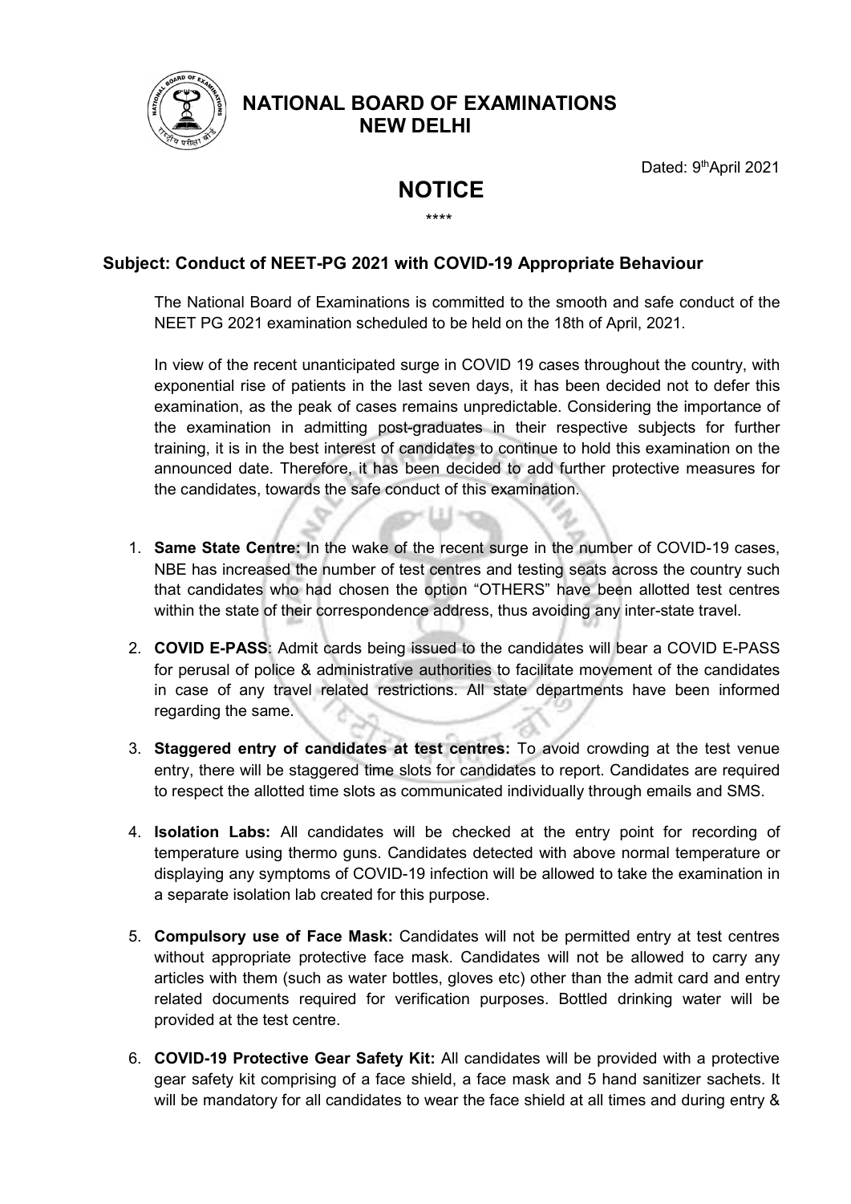# NATIONAL BOARD OF EXAMINATIONS
## NEW DELHI

Dated: 9th April 2021

# NOTICE

\*\*\*\*

### Subject: Conduct of NEET-PG 2021 with COVID-19 Appropriate Behaviour

The National Board of Examinations is committed to the smooth and safe conduct of the NEET PG 2021 examination scheduled to be held on the 18th of April, 2021.

In view of the recent unanticipated surge in COVID 19 cases throughout the country, with exponential rise of patients in the last seven days, it has been decided not to defer this examination, as the peak of cases remains unpredictable. Considering the importance of the examination in admitting post-graduates in their respective subjects for further training, it is in the best interest of candidates to continue to hold this examination on the announced date. Therefore, it has been decided to add further protective measures for the candidates, towards the safe conduct of this examination.

1. **Same State Centre:** In the wake of the recent surge in the number of COVID-19 cases, NBE has increased the number of test centres and testing seats across the country such that candidates who had chosen the option "OTHERS" have been allotted test centres within the state of their correspondence address, thus avoiding any inter-state travel.

2. **COVID E-PASS**: Admit cards being issued to the candidates will bear a COVID E-PASS for perusal of police & administrative authorities to facilitate movement of the candidates in case of any travel related restrictions. All state departments have been informed regarding the same.

3. **Staggered entry of candidates at test centres:** To avoid crowding at the test venue entry, there will be staggered time slots for candidates to report. Candidates are required to respect the allotted time slots as communicated individually through emails and SMS.

4. **Isolation Labs:** All candidates will be checked at the entry point for recording of temperature using thermo guns. Candidates detected with above normal temperature or displaying any symptoms of COVID-19 infection will be allowed to take the examination in a separate isolation lab created for this purpose.

5. **Compulsory use of Face Mask:** Candidates will not be permitted entry at test centres without appropriate protective face mask. Candidates will not be allowed to carry any articles with them (such as water bottles, gloves etc) other than the admit card and entry related documents required for verification purposes. Bottled drinking water will be provided at the test centre.

6. **COVID-19 Protective Gear Safety Kit:** All candidates will be provided with a protective gear safety kit comprising of a face shield, a face mask and 5 hand sanitizer sachets. It will be mandatory for all candidates to wear the face shield at all times and during entry &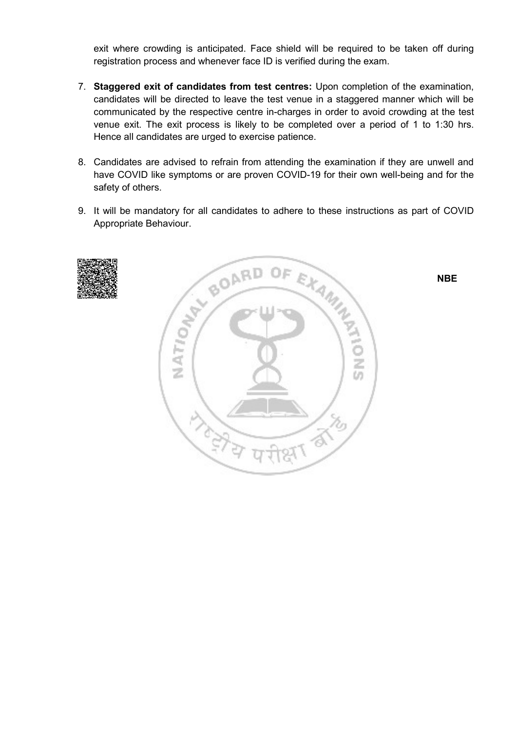exit where crowding is anticipated. Face shield will be required to be taken off during registration process and whenever face ID is verified during the exam.

7. **Staggered exit of candidates from test centres:** Upon completion of the examination, candidates will be directed to leave the test venue in a staggered manner which will be communicated by the respective centre in-charges in order to avoid crowding at the test venue exit. The exit process is likely to be completed over a period of 1 to 1:30 hrs. Hence all candidates are urged to exercise patience.

8. Candidates are advised to refrain from attending the examination if they are unwell and have COVID like symptoms or are proven COVID-19 for their own well-being and for the safety of others.

9. It will be mandatory for all candidates to adhere to these instructions as part of COVID Appropriate Behaviour.

**NBE**